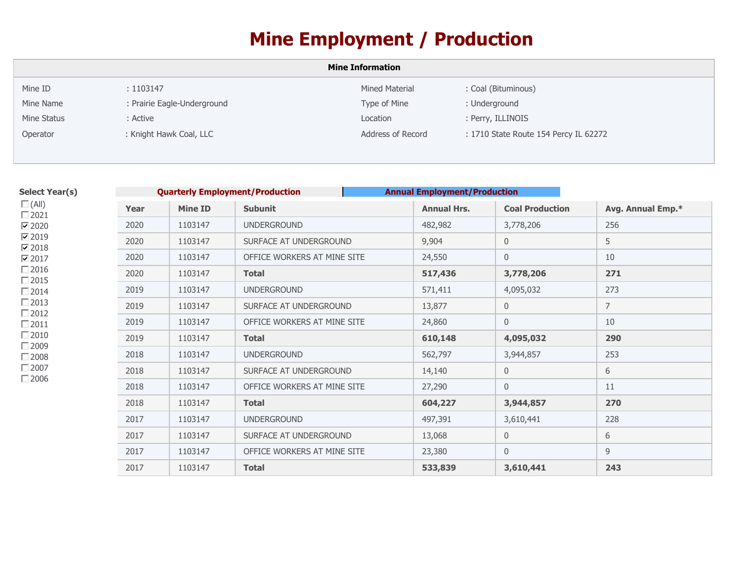# Mine Employment / Production

## Mine Information

| | | | |
|---|---|---|---|
| Mine ID | : 1103147 | Mined Material | : Coal (Bituminous) |
| Mine Name | : Prairie Eagle-Underground | Type of Mine | : Underground |
| Mine Status | : Active | Location | : Perry, ILLINOIS |
| Operator | : Knight Hawk Coal, LLC | Address of Record | : 1710 State Route 154 Percy IL 62272 |

**Select Year(s)**

- ☐ (All)
- ☐ 2021
- ☑ 2020
- ☑ 2019
- ☑ 2018
- ☑ 2017
- ☐ 2016
- ☐ 2015
- ☐ 2014
- ☐ 2013
- ☐ 2012
- ☐ 2011
- ☐ 2010
- ☐ 2009
- ☐ 2008
- ☐ 2007
- ☐ 2006

**Quarterly Employment/Production** | **Annual Employment/Production**

| Year | Mine ID | Subunit | Annual Hrs. | Coal Production | Avg. Annual Emp.* |
|---|---|---|---|---|---|
| 2020 | 1103147 | UNDERGROUND | 482,982 | 3,778,206 | 256 |
| 2020 | 1103147 | SURFACE AT UNDERGROUND | 9,904 | 0 | 5 |
| 2020 | 1103147 | OFFICE WORKERS AT MINE SITE | 24,550 | 0 | 10 |
| 2020 | 1103147 | **Total** | **517,436** | **3,778,206** | **271** |
| 2019 | 1103147 | UNDERGROUND | 571,411 | 4,095,032 | 273 |
| 2019 | 1103147 | SURFACE AT UNDERGROUND | 13,877 | 0 | 7 |
| 2019 | 1103147 | OFFICE WORKERS AT MINE SITE | 24,860 | 0 | 10 |
| 2019 | 1103147 | **Total** | **610,148** | **4,095,032** | **290** |
| 2018 | 1103147 | UNDERGROUND | 562,797 | 3,944,857 | 253 |
| 2018 | 1103147 | SURFACE AT UNDERGROUND | 14,140 | 0 | 6 |
| 2018 | 1103147 | OFFICE WORKERS AT MINE SITE | 27,290 | 0 | 11 |
| 2018 | 1103147 | **Total** | **604,227** | **3,944,857** | **270** |
| 2017 | 1103147 | UNDERGROUND | 497,391 | 3,610,441 | 228 |
| 2017 | 1103147 | SURFACE AT UNDERGROUND | 13,068 | 0 | 6 |
| 2017 | 1103147 | OFFICE WORKERS AT MINE SITE | 23,380 | 0 | 9 |
| 2017 | 1103147 | **Total** | **533,839** | **3,610,441** | **243** |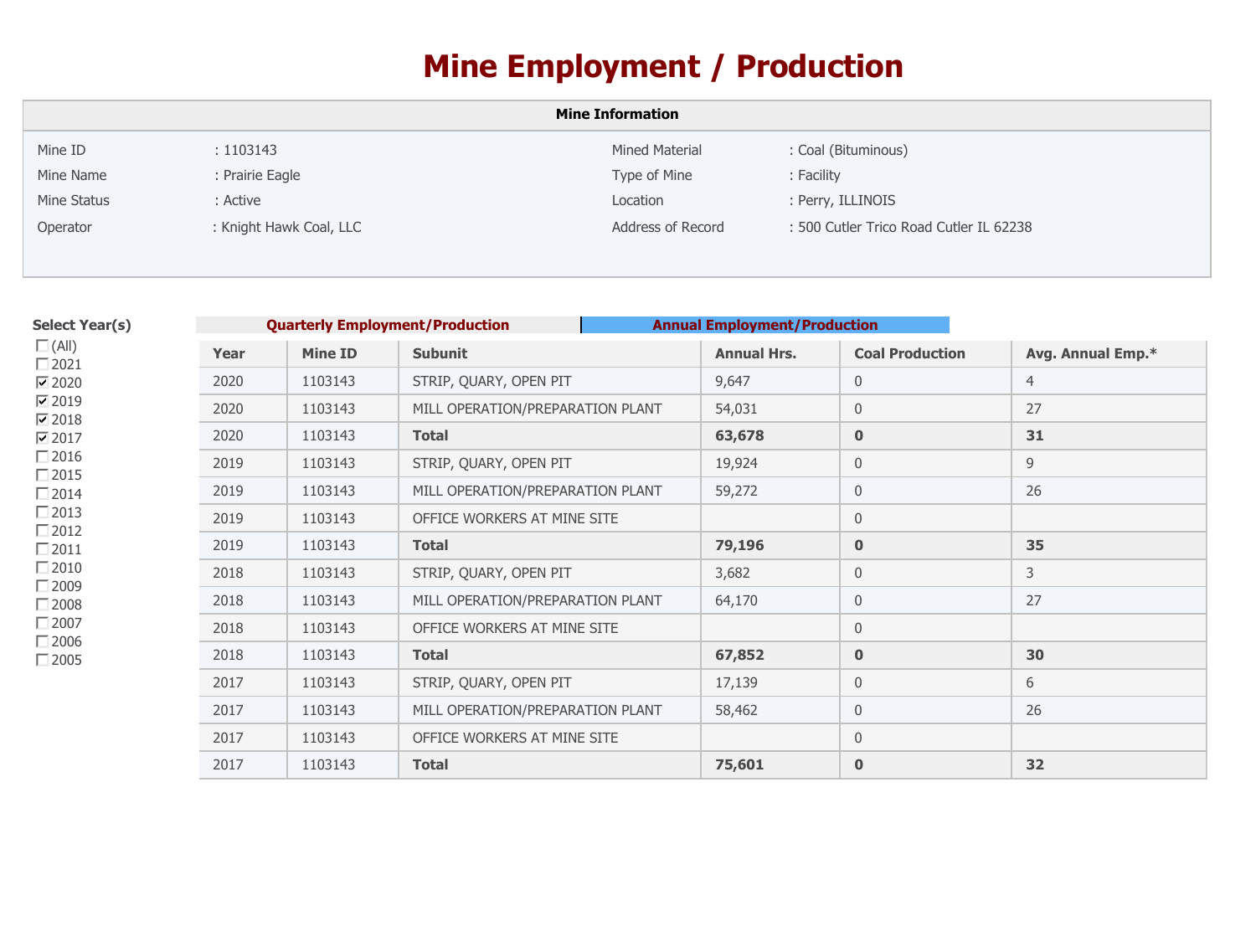# Mine Employment / Production

| Mine Information | | | |
|---|---|---|---|
| Mine ID | : 1103143 | Mined Material | : Coal (Bituminous) |
| Mine Name | : Prairie Eagle | Type of Mine | : Facility |
| Mine Status | : Active | Location | : Perry, ILLINOIS |
| Operator | : Knight Hawk Coal, LLC | Address of Record | : 500 Cutler Trico Road Cutler IL 62238 |

**Select Year(s)**

- ☐ (All)
- ☐ 2021
- ☑ 2020
- ☑ 2019
- ☑ 2018
- ☑ 2017
- ☐ 2016
- ☐ 2015
- ☐ 2014
- ☐ 2013
- ☐ 2012
- ☐ 2011
- ☐ 2010
- ☐ 2009
- ☐ 2008
- ☐ 2007
- ☐ 2006
- ☐ 2005

**Quarterly Employment/Production** | **Annual Employment/Production**

| Year | Mine ID | Subunit | Annual Hrs. | Coal Production | Avg. Annual Emp.* |
|---|---|---|---|---|---|
| 2020 | 1103143 | STRIP, QUARY, OPEN PIT | 9,647 | 0 | 4 |
| 2020 | 1103143 | MILL OPERATION/PREPARATION PLANT | 54,031 | 0 | 27 |
| 2020 | 1103143 | **Total** | **63,678** | **0** | **31** |
| 2019 | 1103143 | STRIP, QUARY, OPEN PIT | 19,924 | 0 | 9 |
| 2019 | 1103143 | MILL OPERATION/PREPARATION PLANT | 59,272 | 0 | 26 |
| 2019 | 1103143 | OFFICE WORKERS AT MINE SITE | | 0 | |
| 2019 | 1103143 | **Total** | **79,196** | **0** | **35** |
| 2018 | 1103143 | STRIP, QUARY, OPEN PIT | 3,682 | 0 | 3 |
| 2018 | 1103143 | MILL OPERATION/PREPARATION PLANT | 64,170 | 0 | 27 |
| 2018 | 1103143 | OFFICE WORKERS AT MINE SITE | | 0 | |
| 2018 | 1103143 | **Total** | **67,852** | **0** | **30** |
| 2017 | 1103143 | STRIP, QUARY, OPEN PIT | 17,139 | 0 | 6 |
| 2017 | 1103143 | MILL OPERATION/PREPARATION PLANT | 58,462 | 0 | 26 |
| 2017 | 1103143 | OFFICE WORKERS AT MINE SITE | | 0 | |
| 2017 | 1103143 | **Total** | **75,601** | **0** | **32** |